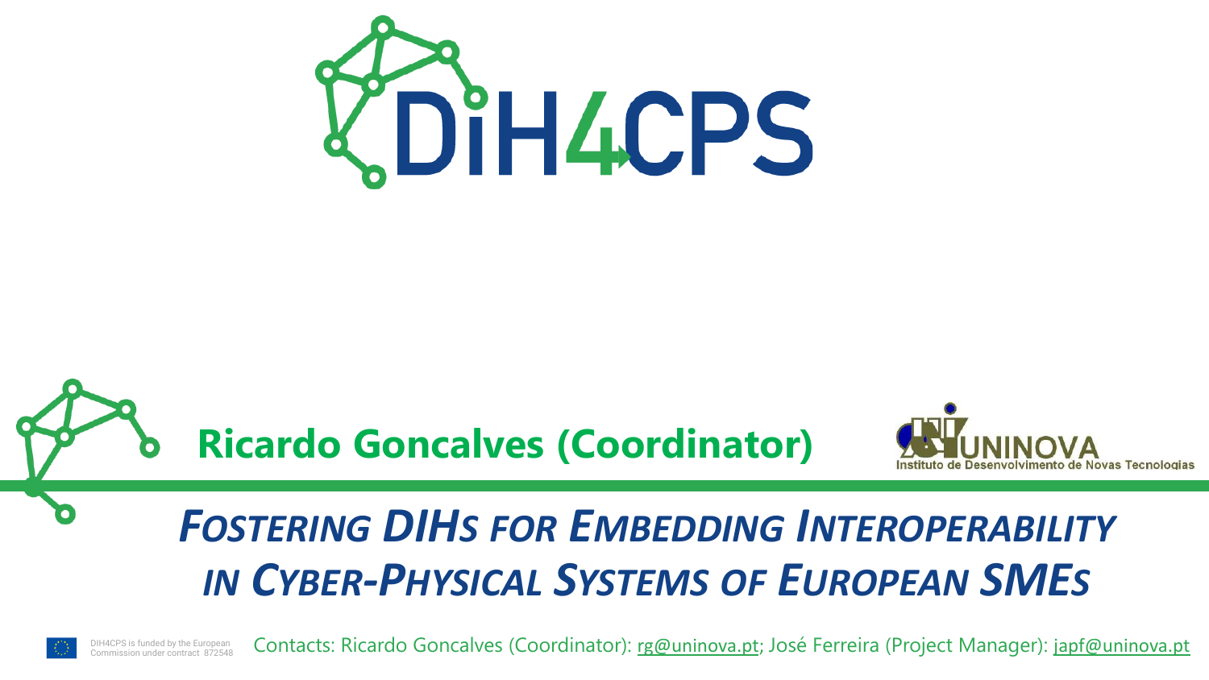# DIH4CPS

**Ricardo Goncalves (Coordinator)**

UNINOVA
Instituto de Desenvolvimento de Novas Tecnologias

## *Fostering DIHs for Embedding Interoperability in Cyber-Physical Systems of European SMEs*

DIH4CPS is funded by the European Commission under contract 872548

Contacts: Ricardo Goncalves (Coordinator): rg@uninova.pt; José Ferreira (Project Manager): japf@uninova.pt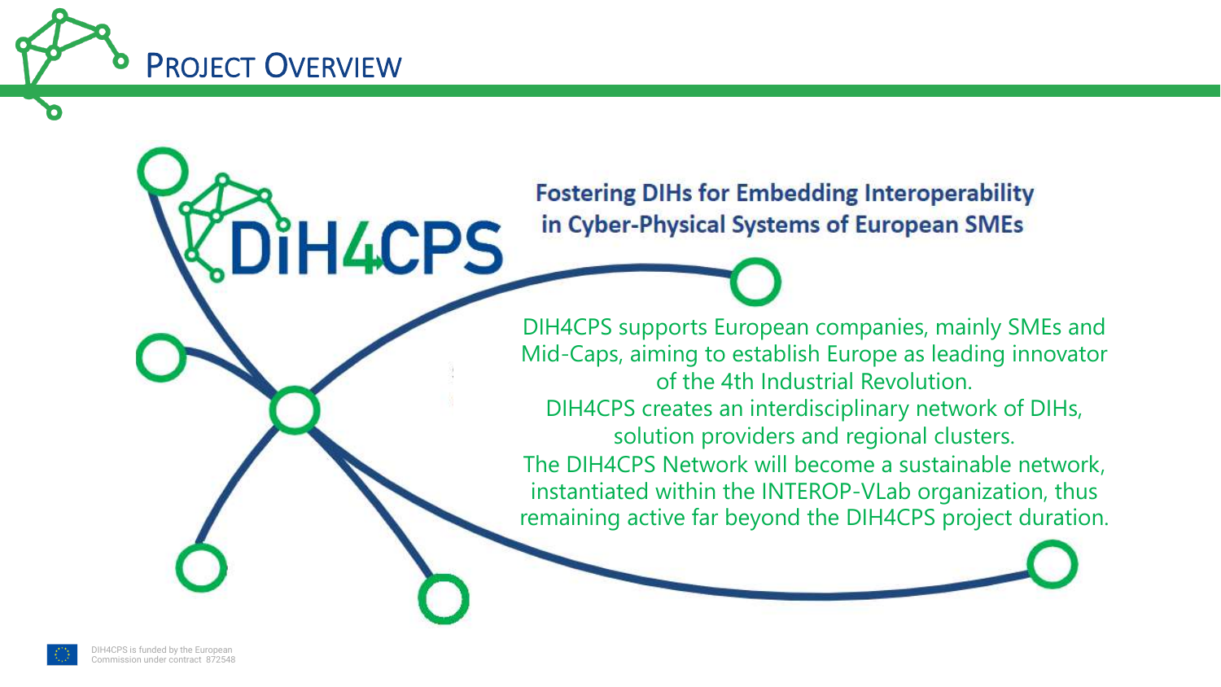# Project Overview

DIH4CPS

**Fostering DIHs for Embedding Interoperability in Cyber-Physical Systems of European SMEs**

DIH4CPS supports European companies, mainly SMEs and Mid-Caps, aiming to establish Europe as leading innovator of the 4th Industrial Revolution.

DIH4CPS creates an interdisciplinary network of DIHs, solution providers and regional clusters.

The DIH4CPS Network will become a sustainable network, instantiated within the INTEROP-VLab organization, thus remaining active far beyond the DIH4CPS project duration.

DIH4CPS is funded by the European Commission under contract 872548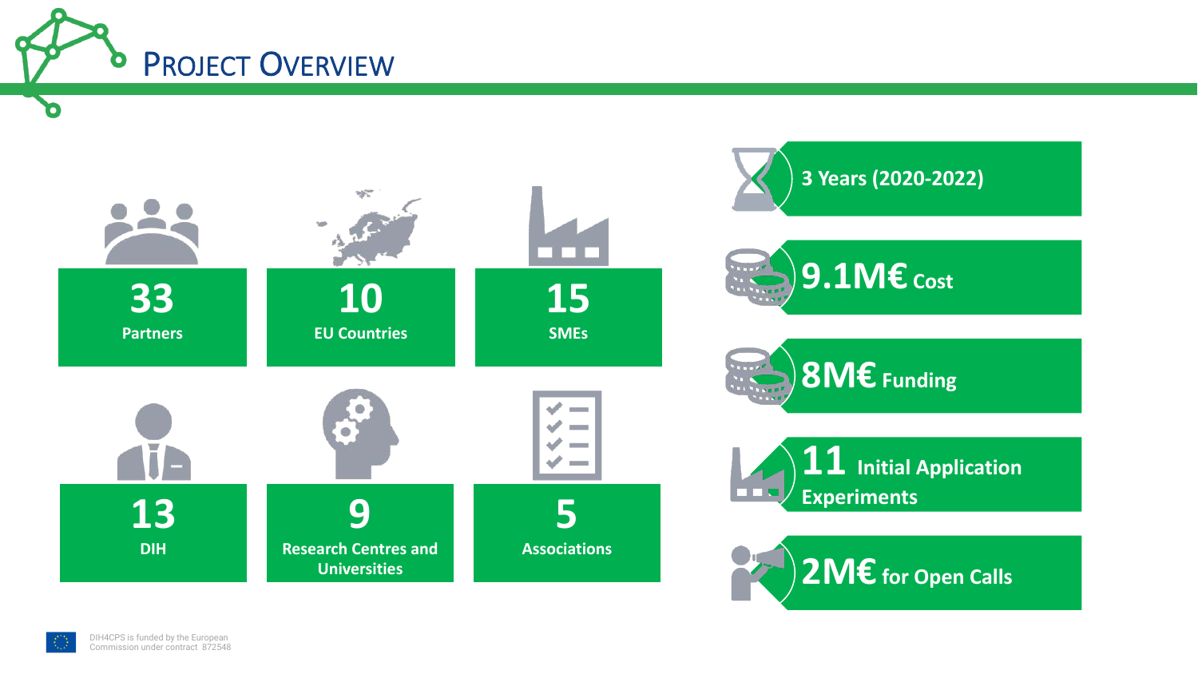# Project Overview

- **33** Partners
- **10** EU Countries
- **15** SMEs
- **13** DIH
- **9** Research Centres and Universities
- **5** Associations

- **3 Years (2020-2022)**
- **9.1M€** Cost
- **8M€** Funding
- **11** Initial Application Experiments
- **2M€** for Open Calls

DIH4CPS is funded by the European Commission under contract 872548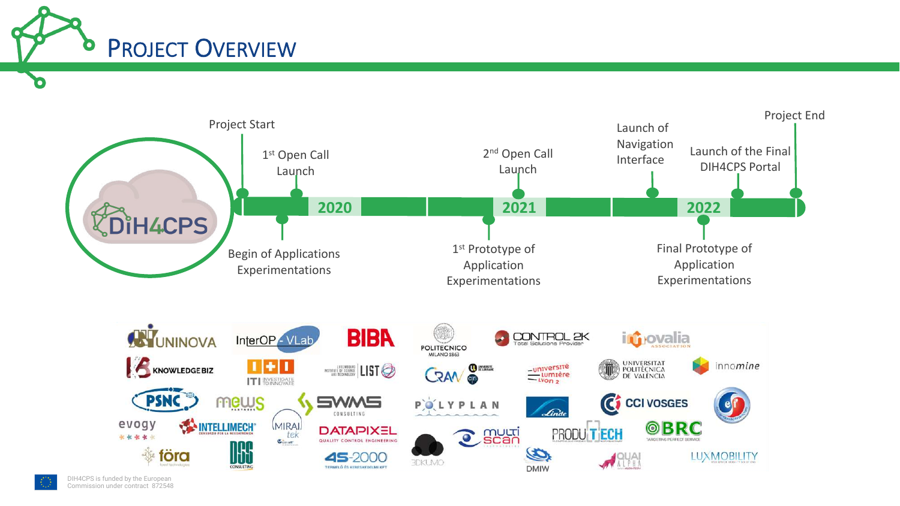# Project Overview

DiH4CPS

**2020** | **2021** | **2022**

- Project Start
- 1st Open Call Launch
- Begin of Applications Experimentations
- 1st Prototype of Application Experimentations
- 2nd Open Call Launch
- Launch of Navigation Interface
- Final Prototype of Application Experimentations
- Launch of the Final DIH4CPS Portal
- Project End

UNINOVA, InterOP - VLab, BIBA, POLITECNICO MILANO 1863, CONTROL 2K Total Solutions Provider, innovalia association, KNOWLEDGEBIZ, ITI INVESTIGATE TO INNOVATE, LIST, CRAN, Université Lumière Lyon 2, UNIVERSITAT POLITÈCNICA DE VALÈNCIA, innomine, PSNC, mews, SWMS CONSULTING, POLYPLAN, Linde, CCI VOSGES, evogy, INTELLIMECH, MIRAI tek, DATAPIXEL QUALITY CONTROL ENGINEERING, multiscan, PRODUTECH, BRC TARGETING PERFECT SERVICE, föra, DSS CONSULTING, 4S-2000, 3DKUMO, DMIW, QUAI ALPHA, LUXMOBILITY

DIH4CPS is funded by the European Commission under contract 872548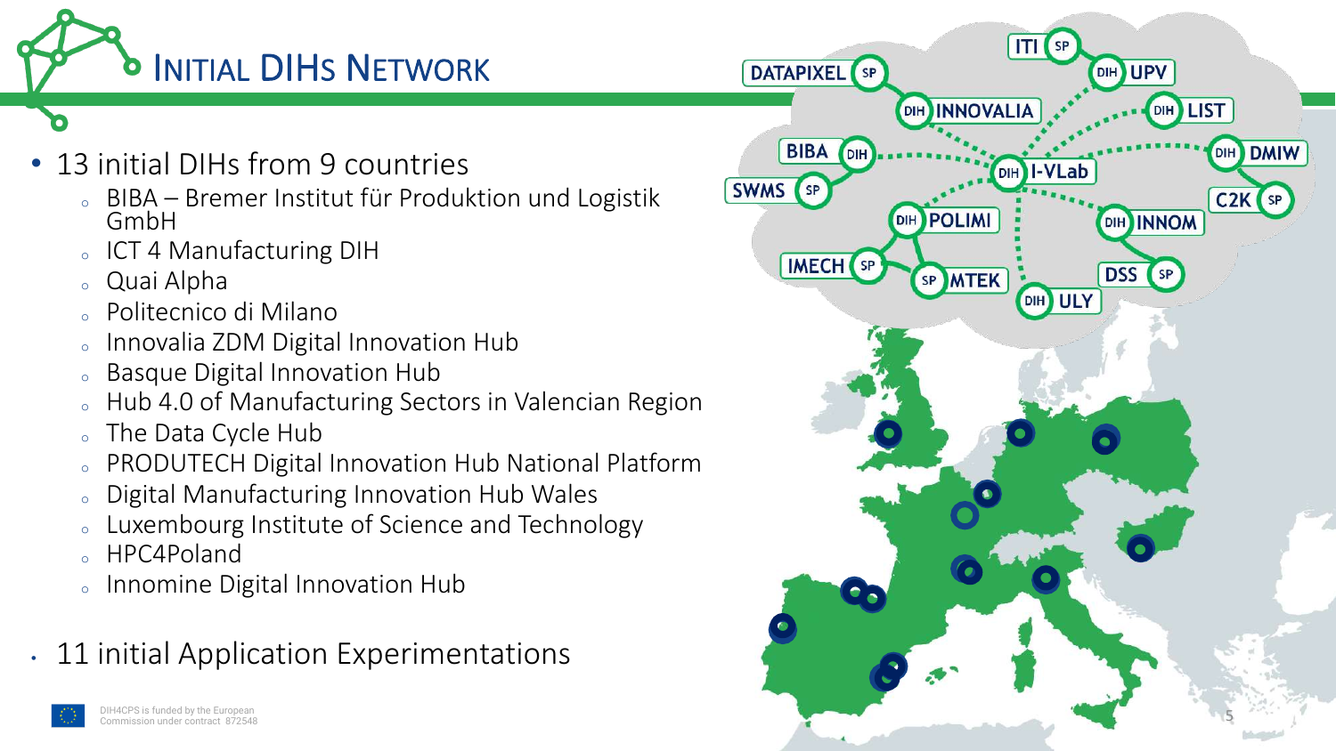# Initial DIHs Network

- 13 initial DIHs from 9 countries
  - BIBA – Bremer Institut für Produktion und Logistik GmbH
  - ICT 4 Manufacturing DIH
  - Quai Alpha
  - Politecnico di Milano
  - Innovalia ZDM Digital Innovation Hub
  - Basque Digital Innovation Hub
  - Hub 4.0 of Manufacturing Sectors in Valencian Region
  - The Data Cycle Hub
  - PRODUTECH Digital Innovation Hub National Platform
  - Digital Manufacturing Innovation Hub Wales
  - Luxembourg Institute of Science and Technology
  - HPC4Poland
  - Innomine Digital Innovation Hub
- 11 initial Application Experimentations

DATAPIXEL SP
ITI SP
DIH UPV
DIH INNOVALIA
DIH LIST
BIBA DIH
DIH I-VLab
DIH DMIW
SWMS SP
C2K SP
DIH POLIMI
DIH INNOM
IMECH SP
SP MTEK
DSS SP
DIH ULY

DIH4CPS is funded by the European Commission under contract 872548